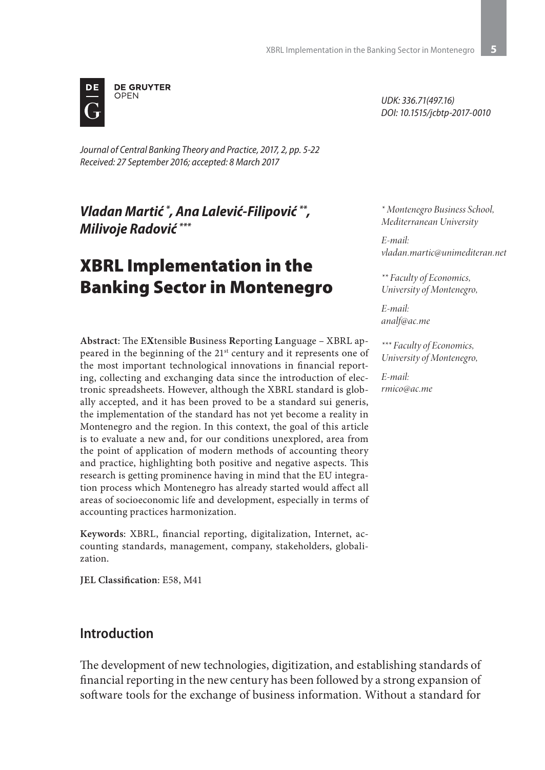UDK: 336.71(497.16)
DOI: 10.1515/jcbtp-2017-0010

*Journal of Central Banking Theory and Practice, 2017, 2, pp. 5-22*
*Received: 27 September 2016; accepted: 8 March 2017*

***Vladan Martić [*], Ana Lalević-Filipović [**], Milivoje Radović [***]***

[*] *Montenegro Business School, Mediterranean University*

*E-mail: vladan.martic@unimediteran.net*

[**] *Faculty of Economics, University of Montenegro,*

*E-mail: analf@ac.me*

[***] *Faculty of Economics, University of Montenegro,*

*E-mail: rmico@ac.me*

# XBRL Implementation in the Banking Sector in Montenegro

**Abstract**: The E**X**tensible **B**usiness **R**eporting **L**anguage – XBRL appeared in the beginning of the 21st century and it represents one of the most important technological innovations in financial reporting, collecting and exchanging data since the introduction of electronic spreadsheets. However, although the XBRL standard is globally accepted, and it has been proved to be a standard sui generis, the implementation of the standard has not yet become a reality in Montenegro and the region. In this context, the goal of this article is to evaluate a new and, for our conditions unexplored, area from the point of application of modern methods of accounting theory and practice, highlighting both positive and negative aspects. This research is getting prominence having in mind that the EU integration process which Montenegro has already started would affect all areas of socioeconomic life and development, especially in terms of accounting practices harmonization.

**Keywords**: XBRL, financial reporting, digitalization, Internet, accounting standards, management, company, stakeholders, globalization.

**JEL Classification**: E58, M41

## Introduction

The development of new technologies, digitization, and establishing standards of financial reporting in the new century has been followed by a strong expansion of software tools for the exchange of business information. Without a standard for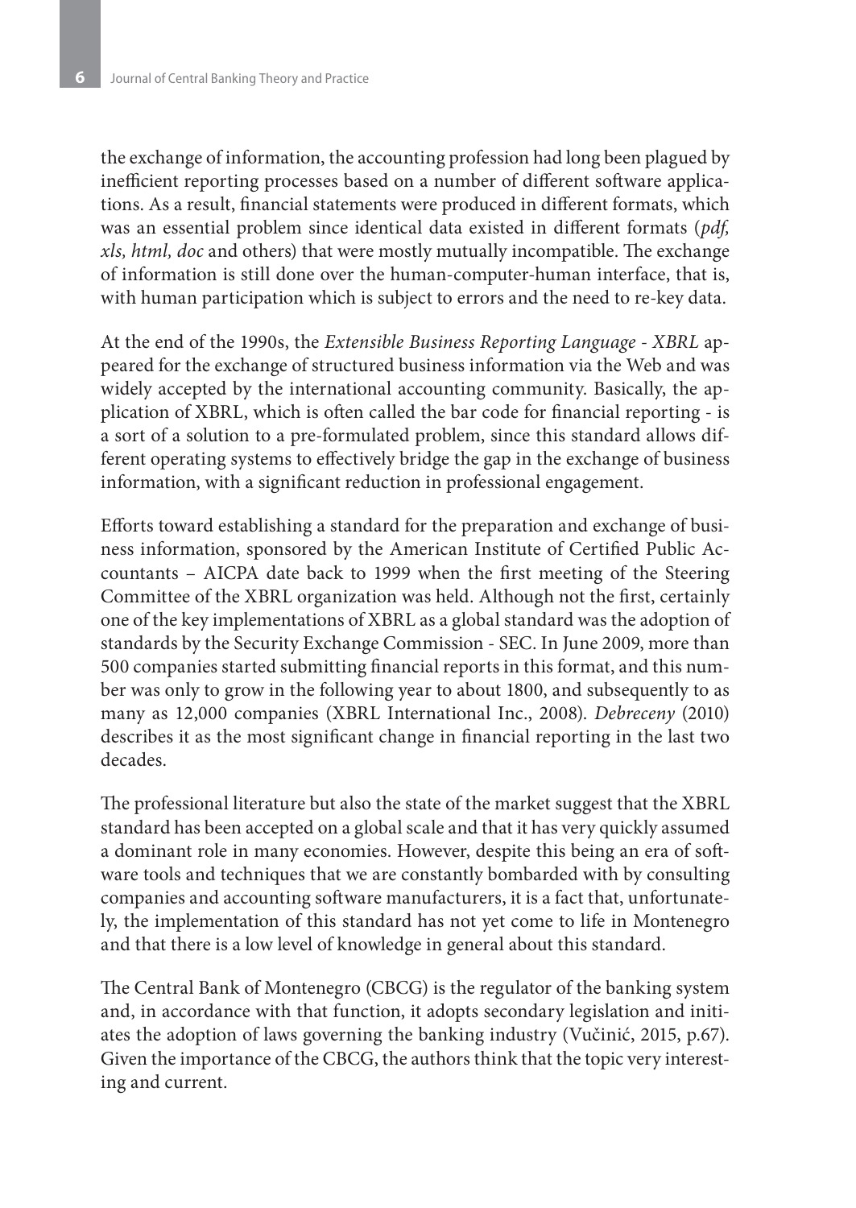the exchange of information, the accounting profession had long been plagued by inefficient reporting processes based on a number of different software applications. As a result, financial statements were produced in different formats, which was an essential problem since identical data existed in different formats (*pdf, xls, html, doc* and others) that were mostly mutually incompatible. The exchange of information is still done over the human-computer-human interface, that is, with human participation which is subject to errors and the need to re-key data.

At the end of the 1990s, the *Extensible Business Reporting Language - XBRL* appeared for the exchange of structured business information via the Web and was widely accepted by the international accounting community. Basically, the application of XBRL, which is often called the bar code for financial reporting - is a sort of a solution to a pre-formulated problem, since this standard allows different operating systems to effectively bridge the gap in the exchange of business information, with a significant reduction in professional engagement.

Efforts toward establishing a standard for the preparation and exchange of business information, sponsored by the American Institute of Certified Public Accountants – AICPA date back to 1999 when the first meeting of the Steering Committee of the XBRL organization was held. Although not the first, certainly one of the key implementations of XBRL as a global standard was the adoption of standards by the Security Exchange Commission - SEC. In June 2009, more than 500 companies started submitting financial reports in this format, and this number was only to grow in the following year to about 1800, and subsequently to as many as 12,000 companies (XBRL International Inc., 2008). *Debreceny* (2010) describes it as the most significant change in financial reporting in the last two decades.

The professional literature but also the state of the market suggest that the XBRL standard has been accepted on a global scale and that it has very quickly assumed a dominant role in many economies. However, despite this being an era of software tools and techniques that we are constantly bombarded with by consulting companies and accounting software manufacturers, it is a fact that, unfortunately, the implementation of this standard has not yet come to life in Montenegro and that there is a low level of knowledge in general about this standard.

The Central Bank of Montenegro (CBCG) is the regulator of the banking system and, in accordance with that function, it adopts secondary legislation and initiates the adoption of laws governing the banking industry (Vučinić, 2015, p.67). Given the importance of the CBCG, the authors think that the topic very interesting and current.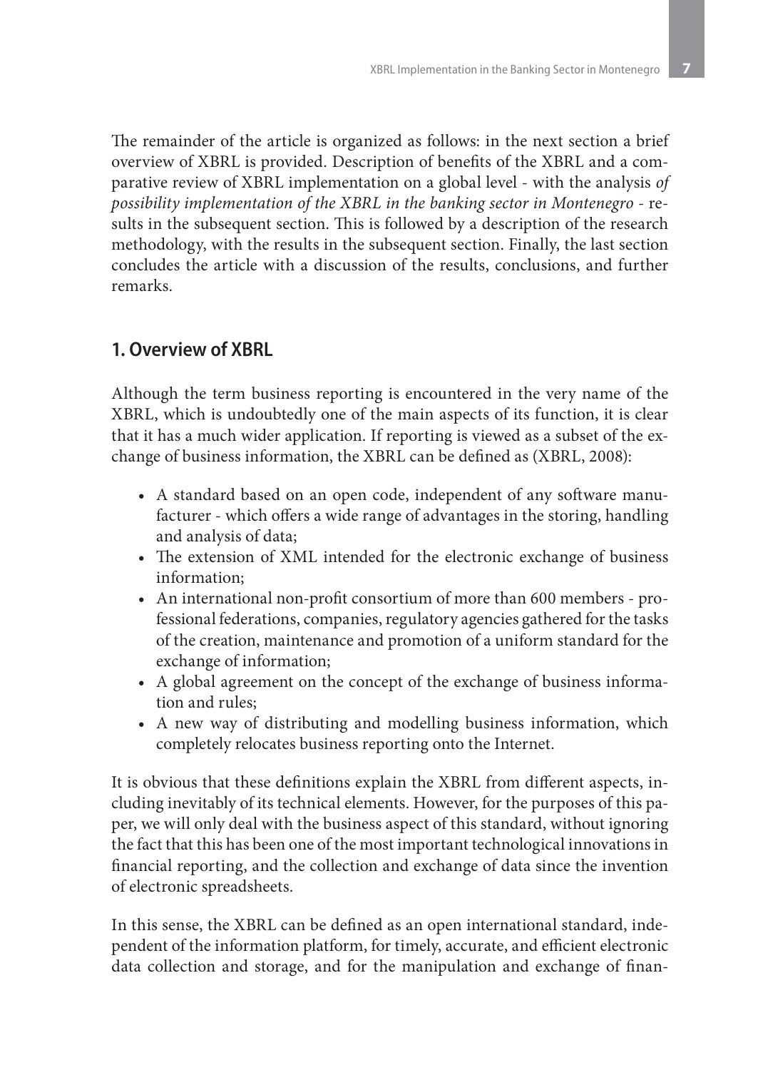The remainder of the article is organized as follows: in the next section a brief overview of XBRL is provided. Description of benefits of the XBRL and a comparative review of XBRL implementation on a global level - with the analysis *of possibility implementation of the XBRL in the banking sector in Montenegro* - results in the subsequent section. This is followed by a description of the research methodology, with the results in the subsequent section. Finally, the last section concludes the article with a discussion of the results, conclusions, and further remarks.

## 1. Overview of XBRL

Although the term business reporting is encountered in the very name of the XBRL, which is undoubtedly one of the main aspects of its function, it is clear that it has a much wider application. If reporting is viewed as a subset of the exchange of business information, the XBRL can be defined as (XBRL, 2008):

- A standard based on an open code, independent of any software manufacturer - which offers a wide range of advantages in the storing, handling and analysis of data;
- The extension of XML intended for the electronic exchange of business information;
- An international non-profit consortium of more than 600 members - professional federations, companies, regulatory agencies gathered for the tasks of the creation, maintenance and promotion of a uniform standard for the exchange of information;
- A global agreement on the concept of the exchange of business information and rules;
- A new way of distributing and modelling business information, which completely relocates business reporting onto the Internet.

It is obvious that these definitions explain the XBRL from different aspects, including inevitably of its technical elements. However, for the purposes of this paper, we will only deal with the business aspect of this standard, without ignoring the fact that this has been one of the most important technological innovations in financial reporting, and the collection and exchange of data since the invention of electronic spreadsheets.

In this sense, the XBRL can be defined as an open international standard, independent of the information platform, for timely, accurate, and efficient electronic data collection and storage, and for the manipulation and exchange of finan-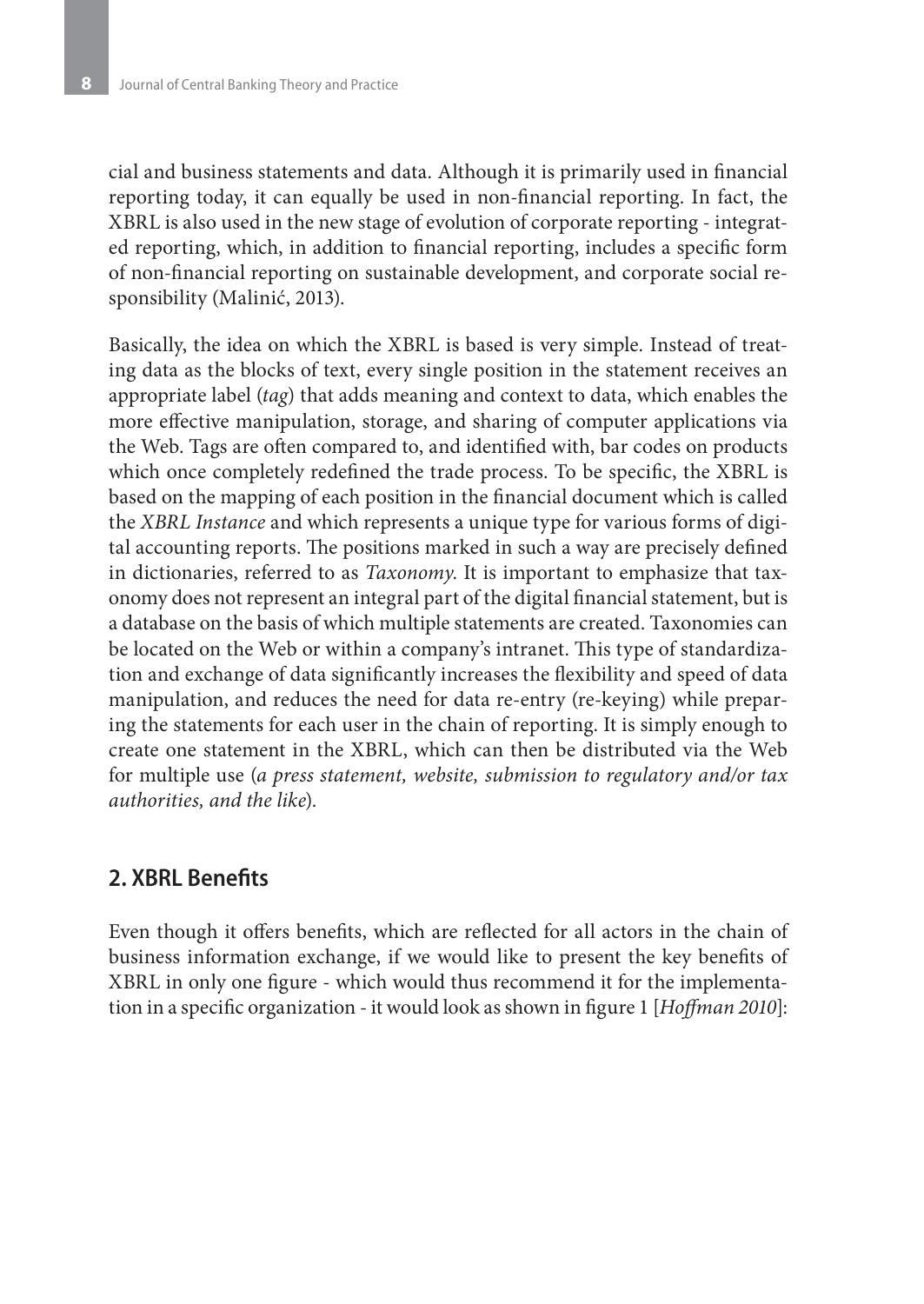cial and business statements and data. Although it is primarily used in financial reporting today, it can equally be used in non-financial reporting. In fact, the XBRL is also used in the new stage of evolution of corporate reporting - integrated reporting, which, in addition to financial reporting, includes a specific form of non-financial reporting on sustainable development, and corporate social responsibility (Malinić, 2013).

Basically, the idea on which the XBRL is based is very simple. Instead of treating data as the blocks of text, every single position in the statement receives an appropriate label (*tag*) that adds meaning and context to data, which enables the more effective manipulation, storage, and sharing of computer applications via the Web. Tags are often compared to, and identified with, bar codes on products which once completely redefined the trade process. To be specific, the XBRL is based on the mapping of each position in the financial document which is called the *XBRL Instance* and which represents a unique type for various forms of digital accounting reports. The positions marked in such a way are precisely defined in dictionaries, referred to as *Taxonomy*. It is important to emphasize that taxonomy does not represent an integral part of the digital financial statement, but is a database on the basis of which multiple statements are created. Taxonomies can be located on the Web or within a company's intranet. This type of standardization and exchange of data significantly increases the flexibility and speed of data manipulation, and reduces the need for data re-entry (re-keying) while preparing the statements for each user in the chain of reporting. It is simply enough to create one statement in the XBRL, which can then be distributed via the Web for multiple use (*a press statement, website, submission to regulatory and/or tax authorities, and the like*).

## 2. XBRL Benefits

Even though it offers benefits, which are reflected for all actors in the chain of business information exchange, if we would like to present the key benefits of XBRL in only one figure - which would thus recommend it for the implementation in a specific organization - it would look as shown in figure 1 [*Hoffman 2010*]: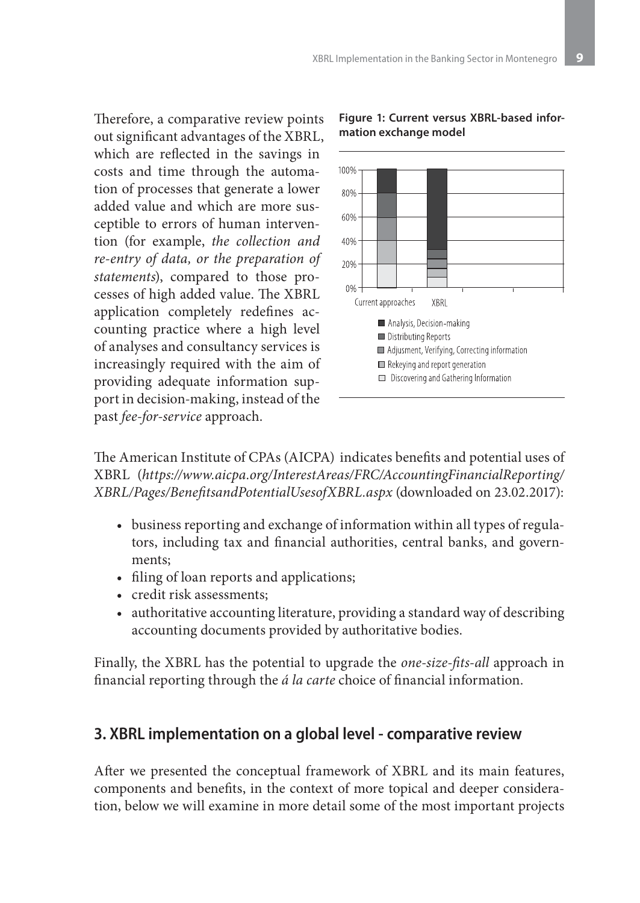Therefore, a comparative review points out significant advantages of the XBRL, which are reflected in the savings in costs and time through the automation of processes that generate a lower added value and which are more susceptible to errors of human intervention (for example, *the collection and re-entry of data, or the preparation of statements*), compared to those processes of high added value. The XBRL application completely redefines accounting practice where a high level of analyses and consultancy services is increasingly required with the aim of providing adequate information support in decision-making, instead of the past *fee-for-service* approach.

**Figure 1: Current versus XBRL-based information exchange model**

The American Institute of CPAs (AICPA) indicates benefits and potential uses of XBRL (*https://www.aicpa.org/InterestAreas/FRC/AccountingFinancialReporting/XBRL/Pages/BenefitsandPotentialUsesofXBRL.aspx* (downloaded on 23.02.2017):

- business reporting and exchange of information within all types of regulators, including tax and financial authorities, central banks, and governments;
- filing of loan reports and applications;
- credit risk assessments;
- authoritative accounting literature, providing a standard way of describing accounting documents provided by authoritative bodies.

Finally, the XBRL has the potential to upgrade the *one-size-fits-all* approach in financial reporting through the *á la carte* choice of financial information.

## 3. XBRL implementation on a global level - comparative review

After we presented the conceptual framework of XBRL and its main features, components and benefits, in the context of more topical and deeper consideration, below we will examine in more detail some of the most important projects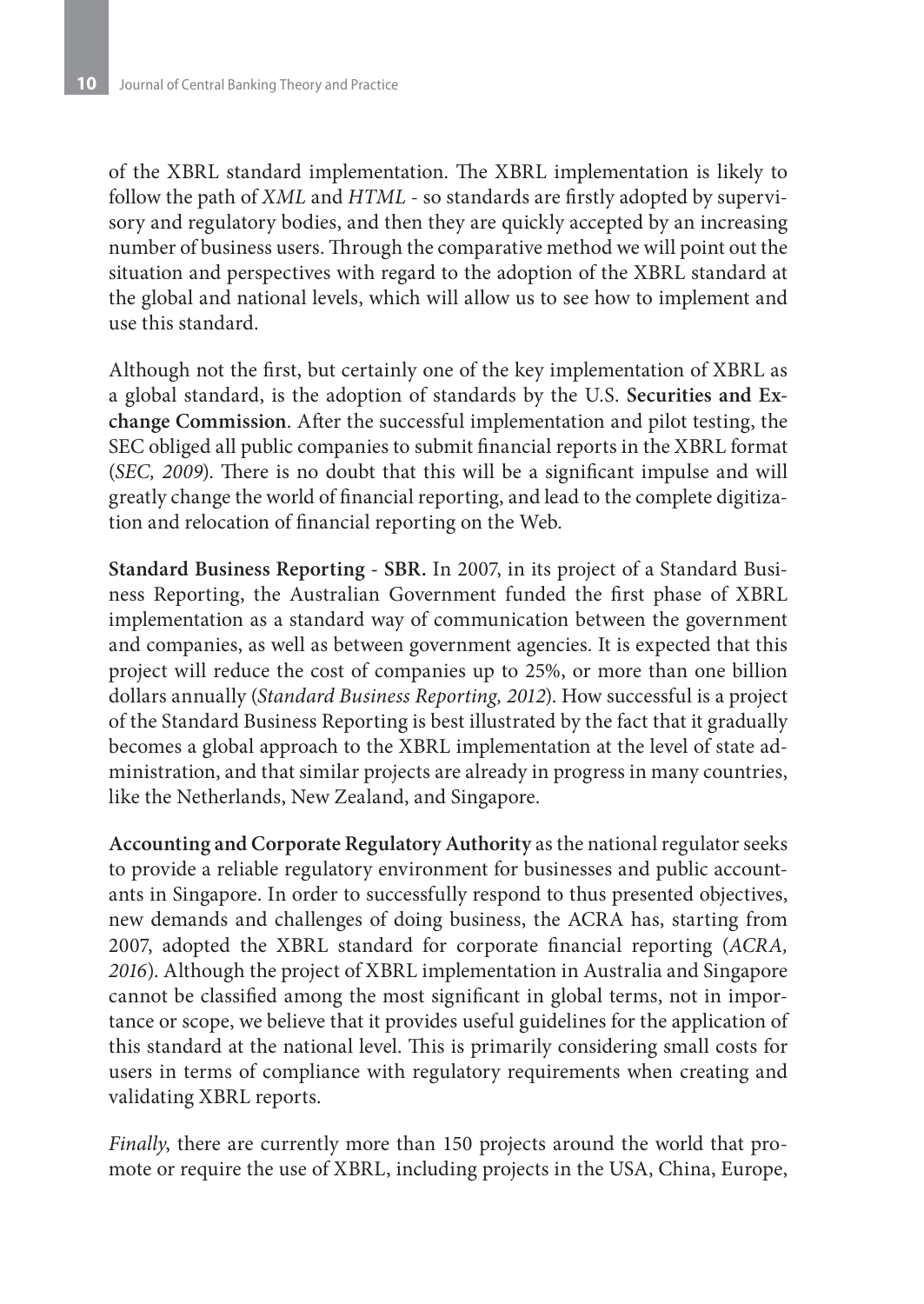of the XBRL standard implementation. The XBRL implementation is likely to follow the path of *XML* and *HTML* - so standards are firstly adopted by supervisory and regulatory bodies, and then they are quickly accepted by an increasing number of business users. Through the comparative method we will point out the situation and perspectives with regard to the adoption of the XBRL standard at the global and national levels, which will allow us to see how to implement and use this standard.

Although not the first, but certainly one of the key implementation of XBRL as a global standard, is the adoption of standards by the U.S. **Securities and Exchange Commission**. After the successful implementation and pilot testing, the SEC obliged all public companies to submit financial reports in the XBRL format (*SEC, 2009*). There is no doubt that this will be a significant impulse and will greatly change the world of financial reporting, and lead to the complete digitization and relocation of financial reporting on the Web.

**Standard Business Reporting - SBR.** In 2007, in its project of a Standard Business Reporting, the Australian Government funded the first phase of XBRL implementation as a standard way of communication between the government and companies, as well as between government agencies. It is expected that this project will reduce the cost of companies up to 25%, or more than one billion dollars annually (*Standard Business Reporting, 2012*). How successful is a project of the Standard Business Reporting is best illustrated by the fact that it gradually becomes a global approach to the XBRL implementation at the level of state administration, and that similar projects are already in progress in many countries, like the Netherlands, New Zealand, and Singapore.

**Accounting and Corporate Regulatory Authority** as the national regulator seeks to provide a reliable regulatory environment for businesses and public accountants in Singapore. In order to successfully respond to thus presented objectives, new demands and challenges of doing business, the ACRA has, starting from 2007, adopted the XBRL standard for corporate financial reporting (*ACRA, 2016*). Although the project of XBRL implementation in Australia and Singapore cannot be classified among the most significant in global terms, not in importance or scope, we believe that it provides useful guidelines for the application of this standard at the national level. This is primarily considering small costs for users in terms of compliance with regulatory requirements when creating and validating XBRL reports.

*Finally*, there are currently more than 150 projects around the world that promote or require the use of XBRL, including projects in the USA, China, Europe,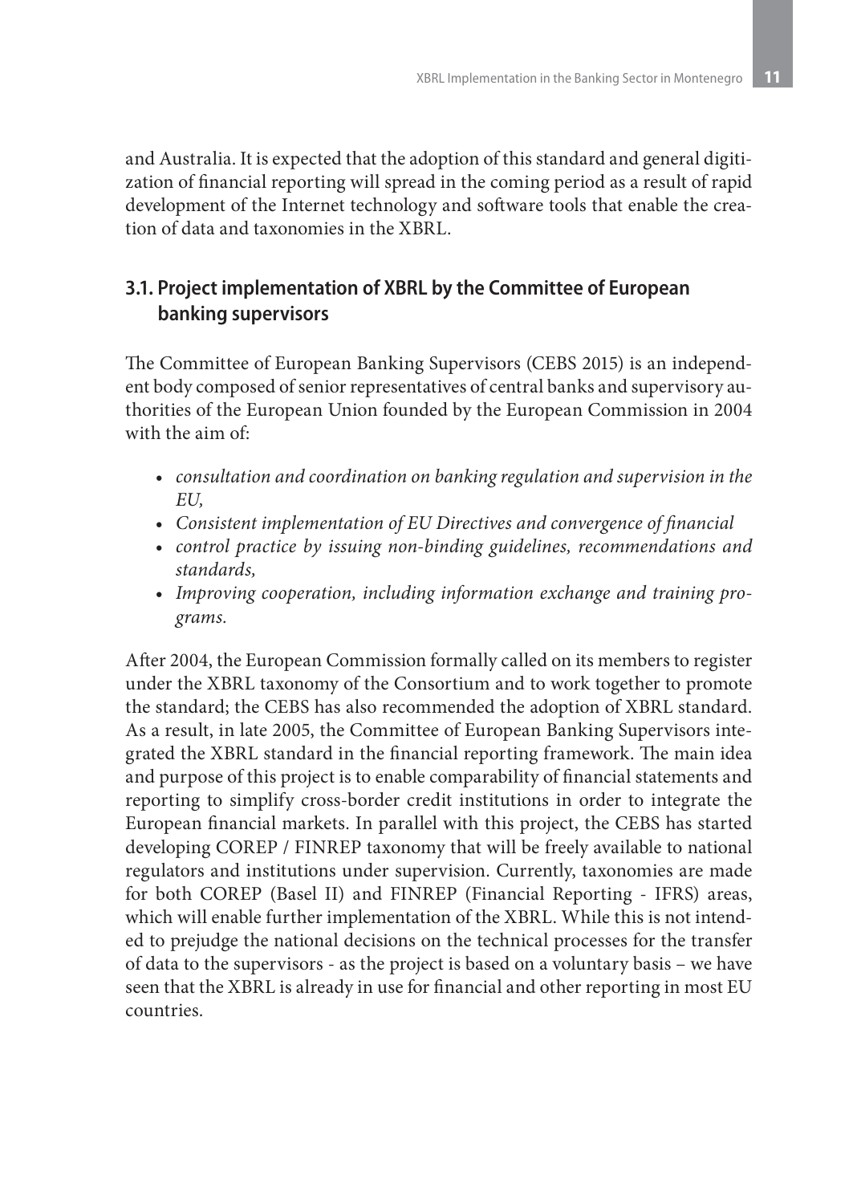and Australia. It is expected that the adoption of this standard and general digitization of financial reporting will spread in the coming period as a result of rapid development of the Internet technology and software tools that enable the creation of data and taxonomies in the XBRL.

## 3.1. Project implementation of XBRL by the Committee of European banking supervisors

The Committee of European Banking Supervisors (CEBS 2015) is an independent body composed of senior representatives of central banks and supervisory authorities of the European Union founded by the European Commission in 2004 with the aim of:

- *consultation and coordination on banking regulation and supervision in the EU,*
- *Consistent implementation of EU Directives and convergence of financial*
- *control practice by issuing non-binding guidelines, recommendations and standards,*
- *Improving cooperation, including information exchange and training programs.*

After 2004, the European Commission formally called on its members to register under the XBRL taxonomy of the Consortium and to work together to promote the standard; the CEBS has also recommended the adoption of XBRL standard. As a result, in late 2005, the Committee of European Banking Supervisors integrated the XBRL standard in the financial reporting framework. The main idea and purpose of this project is to enable comparability of financial statements and reporting to simplify cross-border credit institutions in order to integrate the European financial markets. In parallel with this project, the CEBS has started developing COREP / FINREP taxonomy that will be freely available to national regulators and institutions under supervision. Currently, taxonomies are made for both COREP (Basel II) and FINREP (Financial Reporting - IFRS) areas, which will enable further implementation of the XBRL. While this is not intended to prejudge the national decisions on the technical processes for the transfer of data to the supervisors - as the project is based on a voluntary basis – we have seen that the XBRL is already in use for financial and other reporting in most EU countries.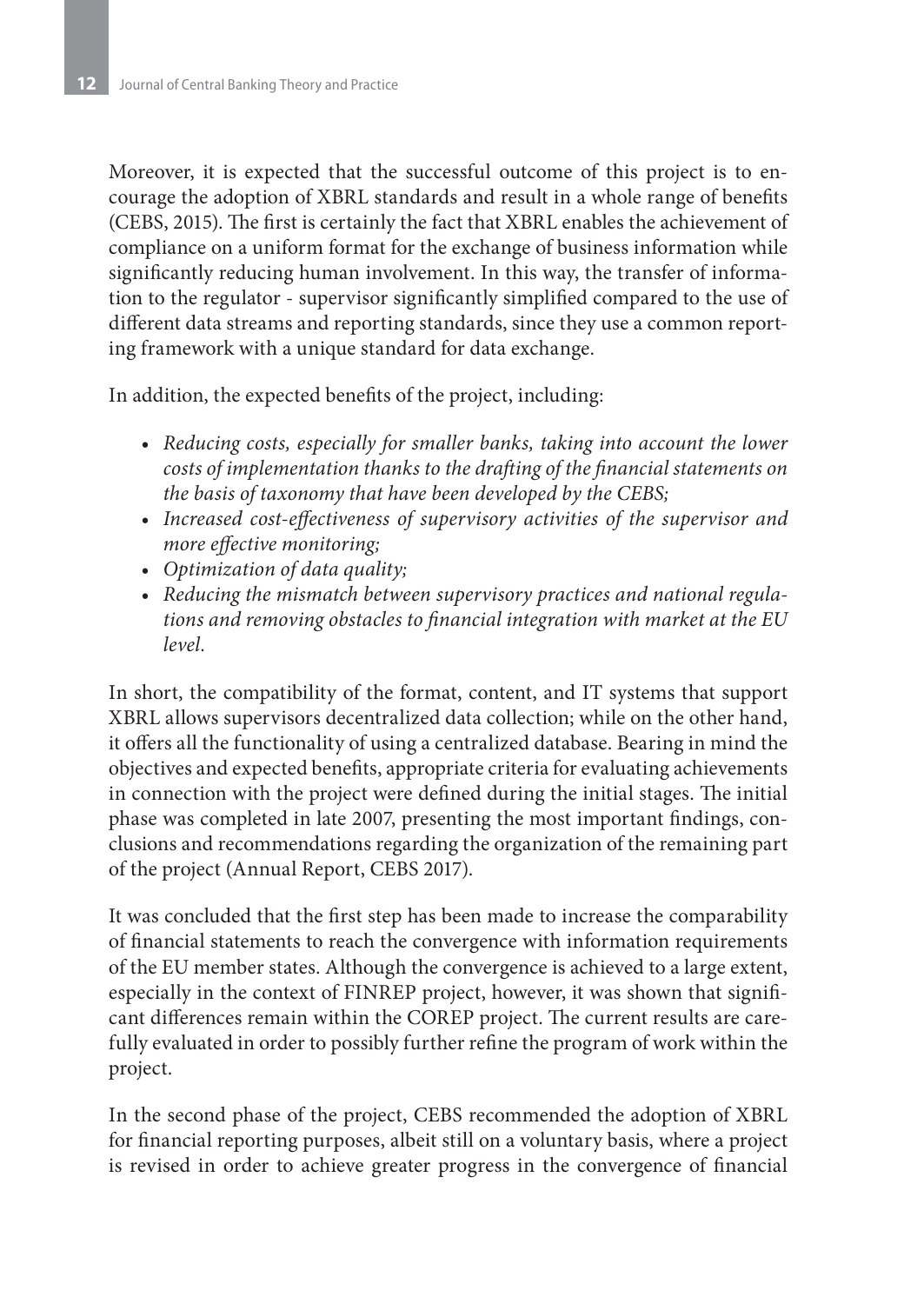Moreover, it is expected that the successful outcome of this project is to encourage the adoption of XBRL standards and result in a whole range of benefits (CEBS, 2015). The first is certainly the fact that XBRL enables the achievement of compliance on a uniform format for the exchange of business information while significantly reducing human involvement. In this way, the transfer of information to the regulator - supervisor significantly simplified compared to the use of different data streams and reporting standards, since they use a common reporting framework with a unique standard for data exchange.

In addition, the expected benefits of the project, including:

- *Reducing costs, especially for smaller banks, taking into account the lower costs of implementation thanks to the drafting of the financial statements on the basis of taxonomy that have been developed by the CEBS;*
- *Increased cost-effectiveness of supervisory activities of the supervisor and more effective monitoring;*
- *Optimization of data quality;*
- *Reducing the mismatch between supervisory practices and national regulations and removing obstacles to financial integration with market at the EU level.*

In short, the compatibility of the format, content, and IT systems that support XBRL allows supervisors decentralized data collection; while on the other hand, it offers all the functionality of using a centralized database. Bearing in mind the objectives and expected benefits, appropriate criteria for evaluating achievements in connection with the project were defined during the initial stages. The initial phase was completed in late 2007, presenting the most important findings, conclusions and recommendations regarding the organization of the remaining part of the project (Annual Report, CEBS 2017).

It was concluded that the first step has been made to increase the comparability of financial statements to reach the convergence with information requirements of the EU member states. Although the convergence is achieved to a large extent, especially in the context of FINREP project, however, it was shown that significant differences remain within the COREP project. The current results are carefully evaluated in order to possibly further refine the program of work within the project.

In the second phase of the project, CEBS recommended the adoption of XBRL for financial reporting purposes, albeit still on a voluntary basis, where a project is revised in order to achieve greater progress in the convergence of financial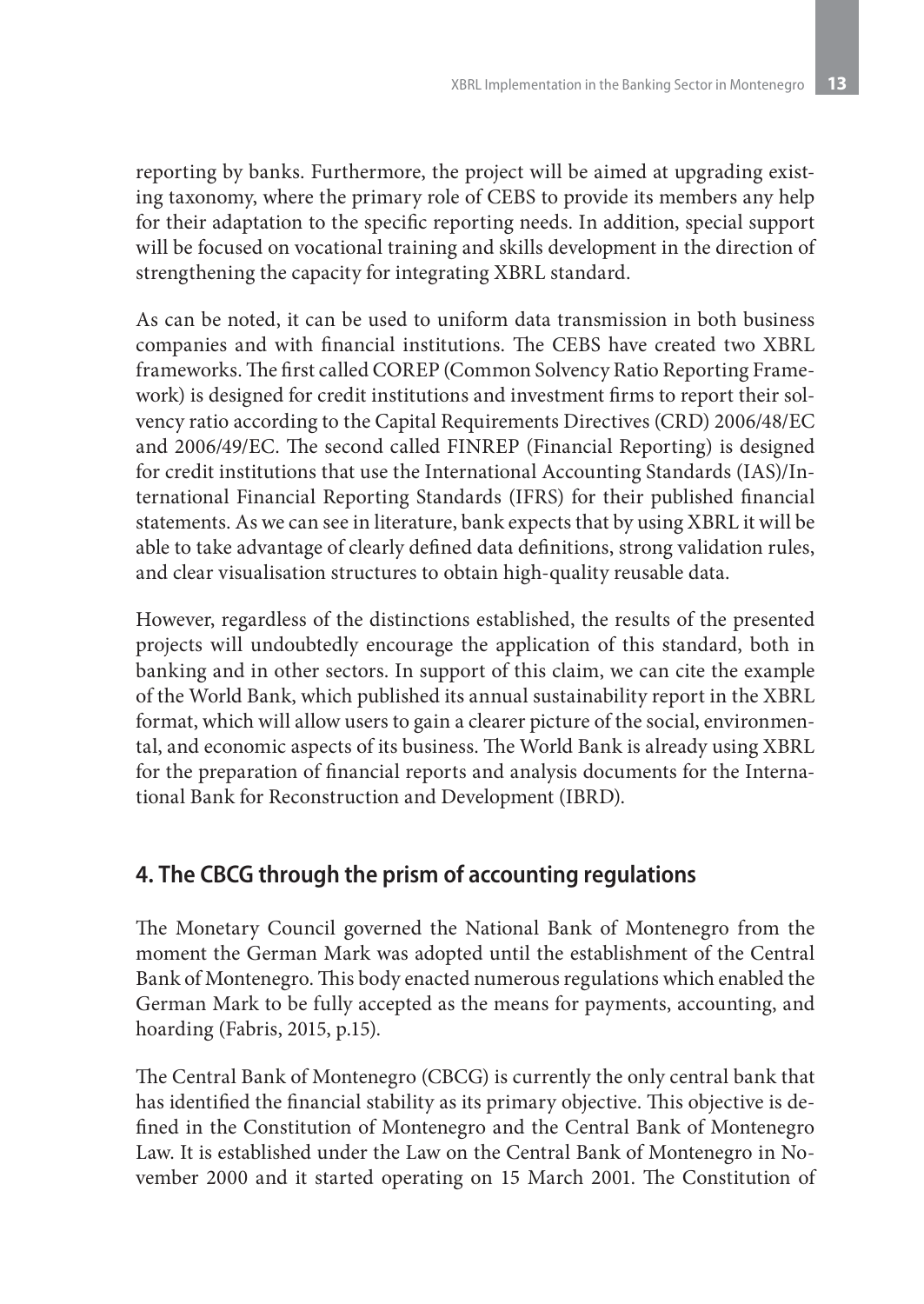reporting by banks. Furthermore, the project will be aimed at upgrading existing taxonomy, where the primary role of CEBS to provide its members any help for their adaptation to the specific reporting needs. In addition, special support will be focused on vocational training and skills development in the direction of strengthening the capacity for integrating XBRL standard.

As can be noted, it can be used to uniform data transmission in both business companies and with financial institutions. The CEBS have created two XBRL frameworks. The first called COREP (Common Solvency Ratio Reporting Framework) is designed for credit institutions and investment firms to report their solvency ratio according to the Capital Requirements Directives (CRD) 2006/48/EC and 2006/49/EC. The second called FINREP (Financial Reporting) is designed for credit institutions that use the International Accounting Standards (IAS)/International Financial Reporting Standards (IFRS) for their published financial statements. As we can see in literature, bank expects that by using XBRL it will be able to take advantage of clearly defined data definitions, strong validation rules, and clear visualisation structures to obtain high-quality reusable data.

However, regardless of the distinctions established, the results of the presented projects will undoubtedly encourage the application of this standard, both in banking and in other sectors. In support of this claim, we can cite the example of the World Bank, which published its annual sustainability report in the XBRL format, which will allow users to gain a clearer picture of the social, environmental, and economic aspects of its business. The World Bank is already using XBRL for the preparation of financial reports and analysis documents for the International Bank for Reconstruction and Development (IBRD).

## 4. The CBCG through the prism of accounting regulations

The Monetary Council governed the National Bank of Montenegro from the moment the German Mark was adopted until the establishment of the Central Bank of Montenegro. This body enacted numerous regulations which enabled the German Mark to be fully accepted as the means for payments, accounting, and hoarding (Fabris, 2015, p.15).

The Central Bank of Montenegro (CBCG) is currently the only central bank that has identified the financial stability as its primary objective. This objective is defined in the Constitution of Montenegro and the Central Bank of Montenegro Law. It is established under the Law on the Central Bank of Montenegro in November 2000 and it started operating on 15 March 2001. The Constitution of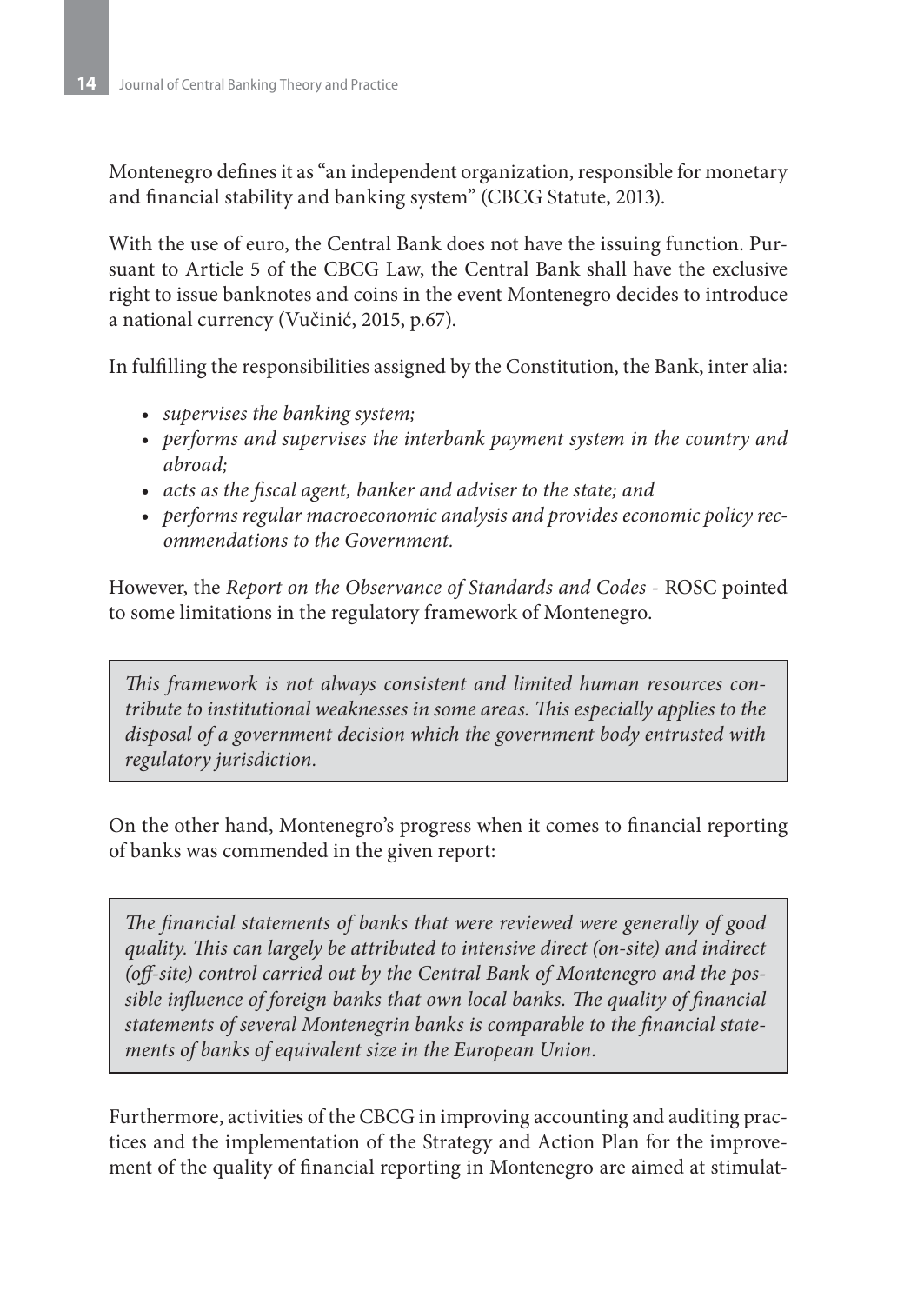Montenegro defines it as "an independent organization, responsible for monetary and financial stability and banking system" (CBCG Statute, 2013).

With the use of euro, the Central Bank does not have the issuing function. Pursuant to Article 5 of the CBCG Law, the Central Bank shall have the exclusive right to issue banknotes and coins in the event Montenegro decides to introduce a national currency (Vučinić, 2015, p.67).

In fulfilling the responsibilities assigned by the Constitution, the Bank, inter alia:

- *supervises the banking system;*
- *performs and supervises the interbank payment system in the country and abroad;*
- *acts as the fiscal agent, banker and adviser to the state; and*
- *performs regular macroeconomic analysis and provides economic policy recommendations to the Government.*

However, the *Report on the Observance of Standards and Codes* - ROSC pointed to some limitations in the regulatory framework of Montenegro.

> *This framework is not always consistent and limited human resources contribute to institutional weaknesses in some areas. This especially applies to the disposal of a government decision which the government body entrusted with regulatory jurisdiction.*

On the other hand, Montenegro's progress when it comes to financial reporting of banks was commended in the given report:

> *The financial statements of banks that were reviewed were generally of good quality. This can largely be attributed to intensive direct (on-site) and indirect (off-site) control carried out by the Central Bank of Montenegro and the possible influence of foreign banks that own local banks. The quality of financial statements of several Montenegrin banks is comparable to the financial statements of banks of equivalent size in the European Union.*

Furthermore, activities of the CBCG in improving accounting and auditing practices and the implementation of the Strategy and Action Plan for the improvement of the quality of financial reporting in Montenegro are aimed at stimulat-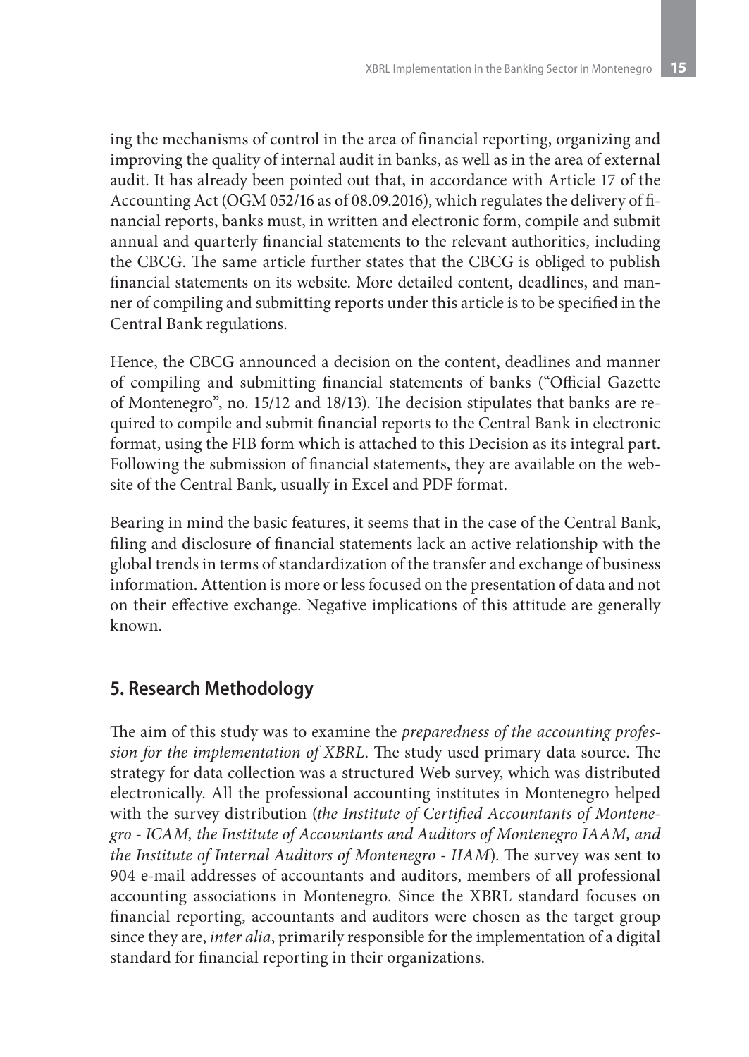ing the mechanisms of control in the area of financial reporting, organizing and improving the quality of internal audit in banks, as well as in the area of external audit. It has already been pointed out that, in accordance with Article 17 of the Accounting Act (OGM 052/16 as of 08.09.2016), which regulates the delivery of financial reports, banks must, in written and electronic form, compile and submit annual and quarterly financial statements to the relevant authorities, including the CBCG. The same article further states that the CBCG is obliged to publish financial statements on its website. More detailed content, deadlines, and manner of compiling and submitting reports under this article is to be specified in the Central Bank regulations.

Hence, the CBCG announced a decision on the content, deadlines and manner of compiling and submitting financial statements of banks ("Official Gazette of Montenegro", no. 15/12 and 18/13). The decision stipulates that banks are required to compile and submit financial reports to the Central Bank in electronic format, using the FIB form which is attached to this Decision as its integral part. Following the submission of financial statements, they are available on the website of the Central Bank, usually in Excel and PDF format.

Bearing in mind the basic features, it seems that in the case of the Central Bank, filing and disclosure of financial statements lack an active relationship with the global trends in terms of standardization of the transfer and exchange of business information. Attention is more or less focused on the presentation of data and not on their effective exchange. Negative implications of this attitude are generally known.

## 5. Research Methodology

The aim of this study was to examine the *preparedness of the accounting profession for the implementation of XBRL*. The study used primary data source. The strategy for data collection was a structured Web survey, which was distributed electronically. All the professional accounting institutes in Montenegro helped with the survey distribution (*the Institute of Certified Accountants of Montenegro - ICAM, the Institute of Accountants and Auditors of Montenegro IAAM, and the Institute of Internal Auditors of Montenegro - IIAM*). The survey was sent to 904 e-mail addresses of accountants and auditors, members of all professional accounting associations in Montenegro. Since the XBRL standard focuses on financial reporting, accountants and auditors were chosen as the target group since they are, *inter alia*, primarily responsible for the implementation of a digital standard for financial reporting in their organizations.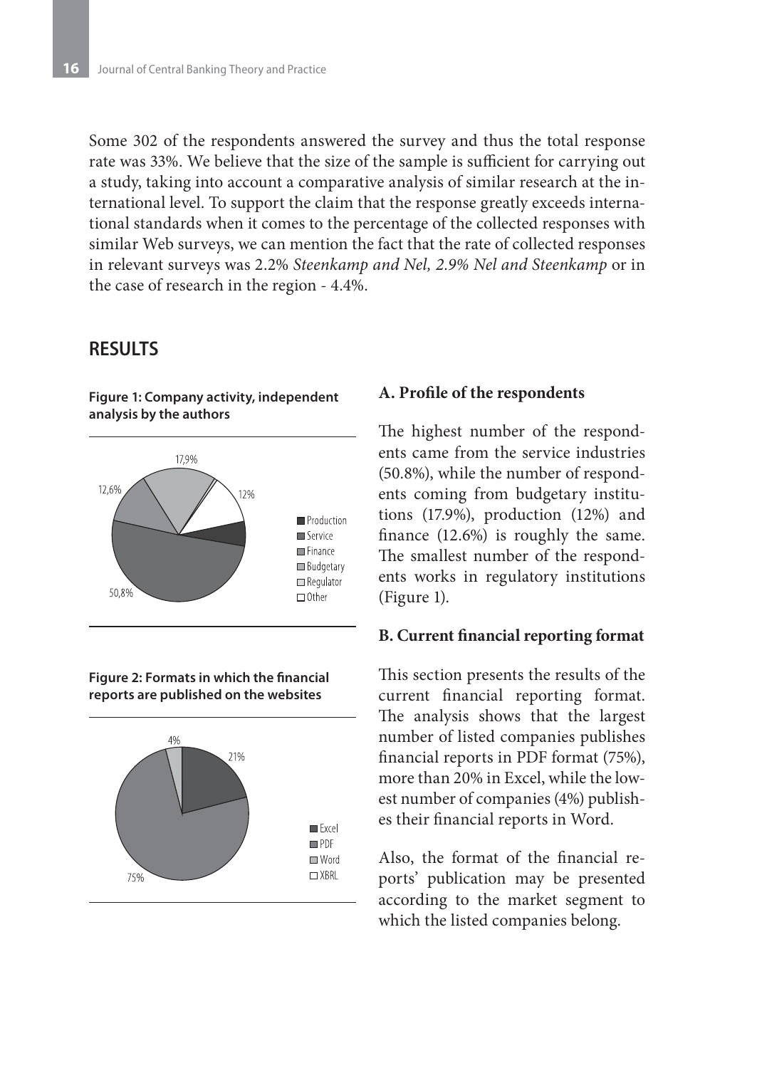Some 302 of the respondents answered the survey and thus the total response rate was 33%. We believe that the size of the sample is sufficient for carrying out a study, taking into account a comparative analysis of similar research at the international level. To support the claim that the response greatly exceeds international standards when it comes to the percentage of the collected responses with similar Web surveys, we can mention the fact that the rate of collected responses in relevant surveys was 2.2% *Steenkamp and Nel, 2.9% Nel and Steenkamp* or in the case of research in the region - 4.4%.

## RESULTS

### A. Profile of the respondents

The highest number of the respondents came from the service industries (50.8%), while the number of respondents coming from budgetary institutions (17.9%), production (12%) and finance (12.6%) is roughly the same. The smallest number of the respondents works in regulatory institutions (Figure 1).

**Figure 1: Company activity, independent analysis by the authors**

### B. Current financial reporting format

This section presents the results of the current financial reporting format. The analysis shows that the largest number of listed companies publishes financial reports in PDF format (75%), more than 20% in Excel, while the lowest number of companies (4%) publishes their financial reports in Word.

**Figure 2: Formats in which the financial reports are published on the websites**

Also, the format of the financial reports' publication may be presented according to the market segment to which the listed companies belong.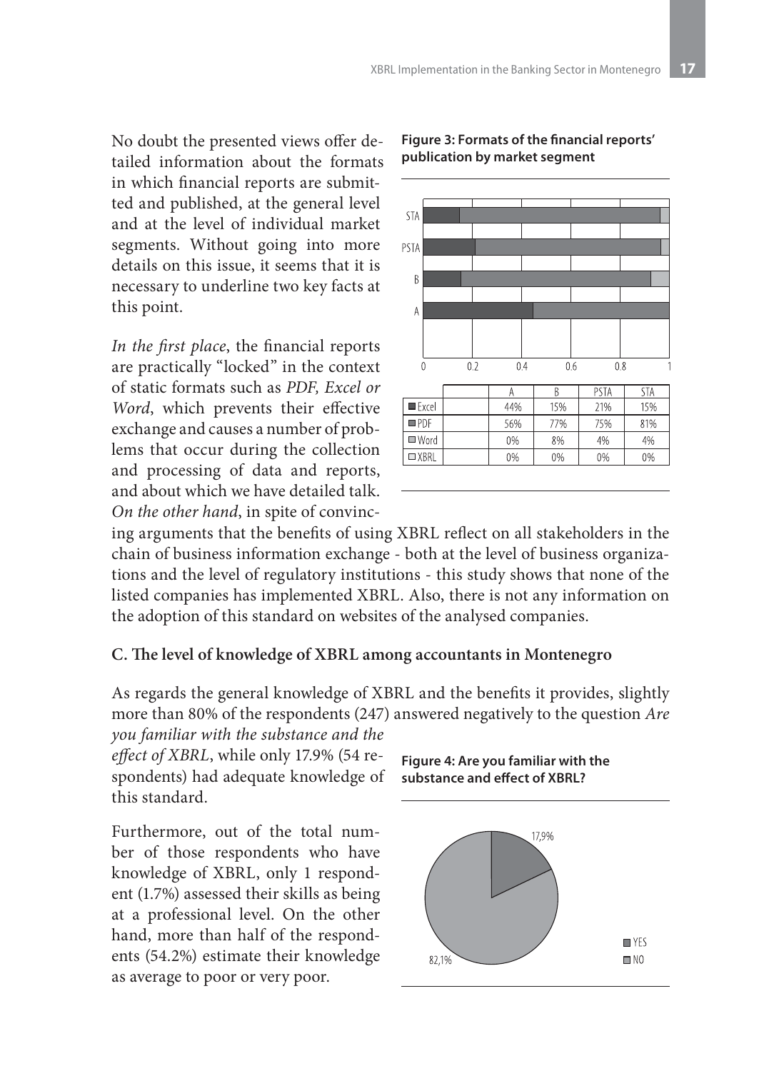No doubt the presented views offer detailed information about the formats in which financial reports are submitted and published, at the general level and at the level of individual market segments. Without going into more details on this issue, it seems that it is necessary to underline two key facts at this point.

*In the first place*, the financial reports are practically "locked" in the context of static formats such as *PDF, Excel or Word*, which prevents their effective exchange and causes a number of problems that occur during the collection and processing of data and reports, and about which we have detailed talk. *On the other hand*, in spite of convincing arguments that the benefits of using XBRL reflect on all stakeholders in the chain of business information exchange - both at the level of business organizations and the level of regulatory institutions - this study shows that none of the listed companies has implemented XBRL. Also, there is not any information on the adoption of this standard on websites of the analysed companies.

**Figure 3: Formats of the financial reports' publication by market segment**

| | A | B | PSTA | STA |
|---|---|---|---|---|
| Excel | 44% | 15% | 21% | 15% |
| PDF | 56% | 77% | 75% | 81% |
| Word | 0% | 8% | 4% | 4% |
| XBRL | 0% | 0% | 0% | 0% |

**C. The level of knowledge of XBRL among accountants in Montenegro**

As regards the general knowledge of XBRL and the benefits it provides, slightly more than 80% of the respondents (247) answered negatively to the question *Are you familiar with the substance and the effect of XBRL*, while only 17.9% (54 respondents) had adequate knowledge of this standard.

Furthermore, out of the total number of those respondents who have knowledge of XBRL, only 1 respondent (1.7%) assessed their skills as being at a professional level. On the other hand, more than half of the respondents (54.2%) estimate their knowledge as average to poor or very poor.

**Figure 4: Are you familiar with the substance and effect of XBRL?**

YES: 17,9%
NO: 82,1%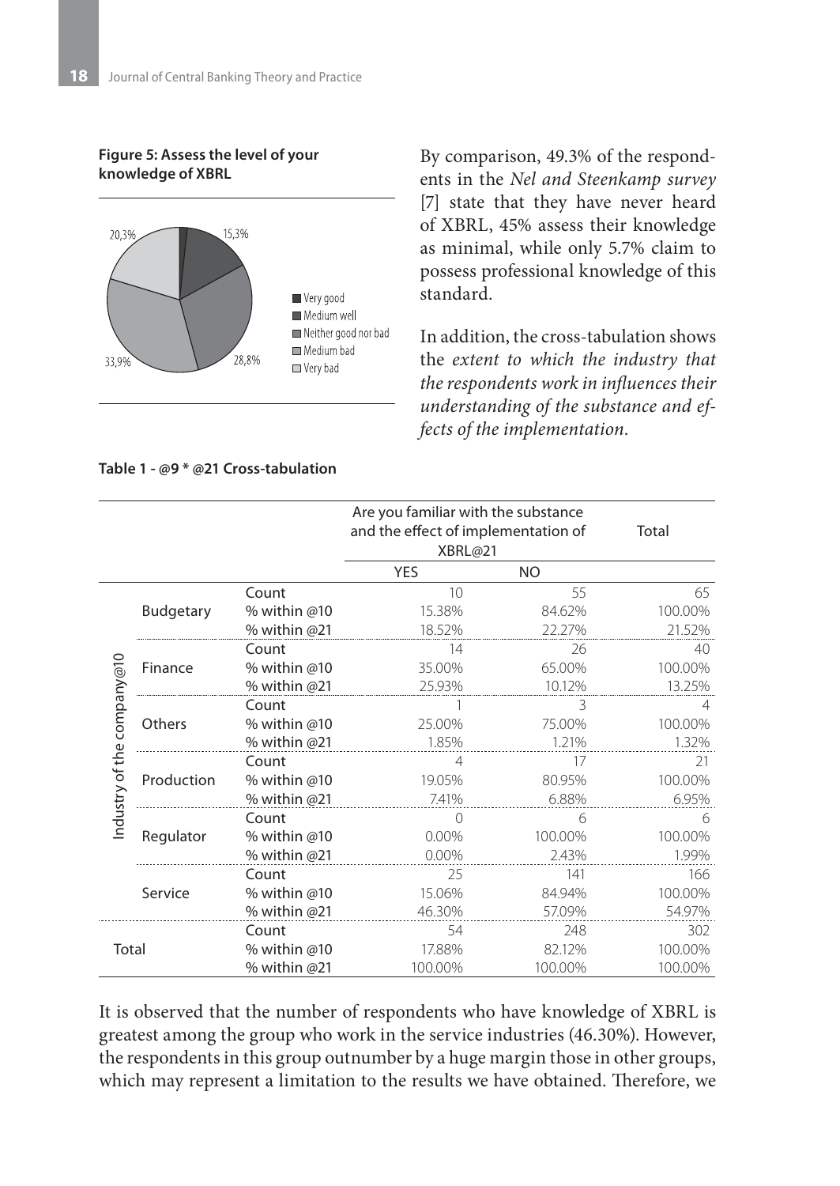**Figure 5: Assess the level of your knowledge of XBRL**

By comparison, 49.3% of the respondents in the *Nel and Steenkamp survey* [7] state that they have never heard of XBRL, 45% assess their knowledge as minimal, while only 5.7% claim to possess professional knowledge of this standard.

In addition, the cross-tabulation shows the *extent to which the industry that the respondents work in influences their understanding of the substance and effects of the implementation*.

**Table 1 - @9 * @21 Cross-tabulation**

| | | | Are you familiar with the substance and the effect of implementation of XBRL@21 | | Total |
|---|---|---|---|---|---|
| | | | YES | NO | |
| Industry of the company@10 | Budgetary | Count | 10 | 55 | 65 |
| | | % within @10 | 15.38% | 84.62% | 100.00% |
| | | % within @21 | 18.52% | 22.27% | 21.52% |
| | Finance | Count | 14 | 26 | 40 |
| | | % within @10 | 35.00% | 65.00% | 100.00% |
| | | % within @21 | 25.93% | 10.12% | 13.25% |
| | Others | Count | 1 | 3 | 4 |
| | | % within @10 | 25.00% | 75.00% | 100.00% |
| | | % within @21 | 1.85% | 1.21% | 1.32% |
| | Production | Count | 4 | 17 | 21 |
| | | % within @10 | 19.05% | 80.95% | 100.00% |
| | | % within @21 | 7.41% | 6.88% | 6.95% |
| | Regulator | Count | 0 | 6 | 6 |
| | | % within @10 | 0.00% | 100.00% | 100.00% |
| | | % within @21 | 0.00% | 2.43% | 1.99% |
| | Service | Count | 25 | 141 | 166 |
| | | % within @10 | 15.06% | 84.94% | 100.00% |
| | | % within @21 | 46.30% | 57.09% | 54.97% |
| Total | | Count | 54 | 248 | 302 |
| | | % within @10 | 17.88% | 82.12% | 100.00% |
| | | % within @21 | 100.00% | 100.00% | 100.00% |

It is observed that the number of respondents who have knowledge of XBRL is greatest among the group who work in the service industries (46.30%). However, the respondents in this group outnumber by a huge margin those in other groups, which may represent a limitation to the results we have obtained. Therefore, we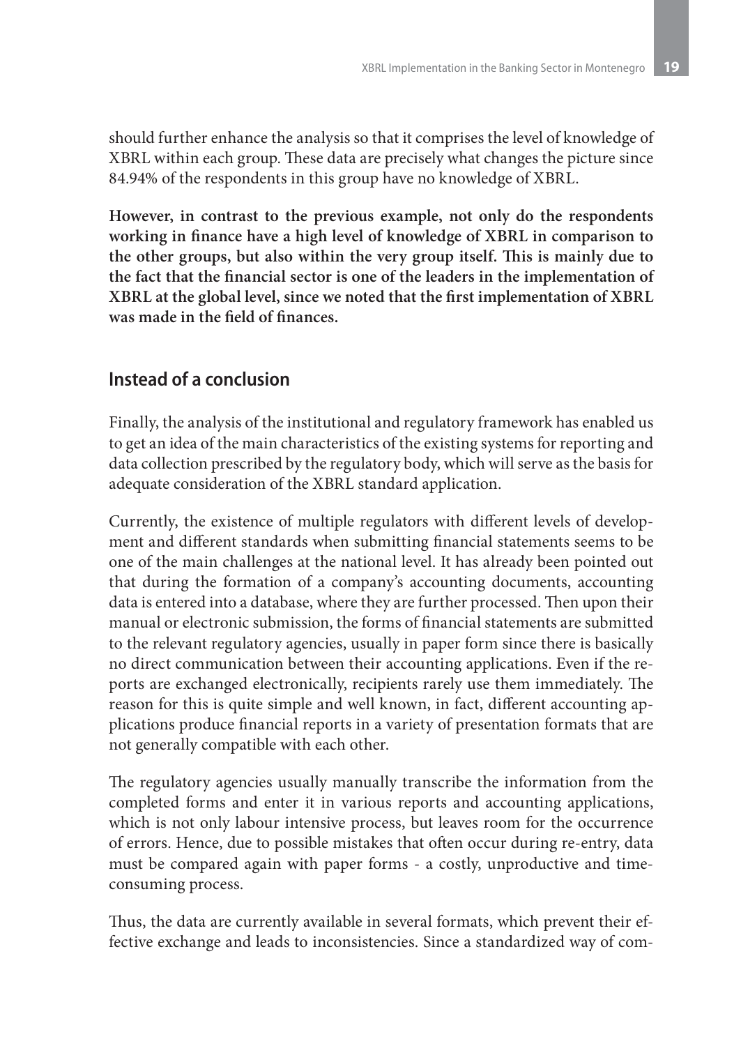should further enhance the analysis so that it comprises the level of knowledge of XBRL within each group. These data are precisely what changes the picture since 84.94% of the respondents in this group have no knowledge of XBRL.

**However, in contrast to the previous example, not only do the respondents working in finance have a high level of knowledge of XBRL in comparison to the other groups, but also within the very group itself. This is mainly due to the fact that the financial sector is one of the leaders in the implementation of XBRL at the global level, since we noted that the first implementation of XBRL was made in the field of finances.**

## Instead of a conclusion

Finally, the analysis of the institutional and regulatory framework has enabled us to get an idea of the main characteristics of the existing systems for reporting and data collection prescribed by the regulatory body, which will serve as the basis for adequate consideration of the XBRL standard application.

Currently, the existence of multiple regulators with different levels of development and different standards when submitting financial statements seems to be one of the main challenges at the national level. It has already been pointed out that during the formation of a company's accounting documents, accounting data is entered into a database, where they are further processed. Then upon their manual or electronic submission, the forms of financial statements are submitted to the relevant regulatory agencies, usually in paper form since there is basically no direct communication between their accounting applications. Even if the reports are exchanged electronically, recipients rarely use them immediately. The reason for this is quite simple and well known, in fact, different accounting applications produce financial reports in a variety of presentation formats that are not generally compatible with each other.

The regulatory agencies usually manually transcribe the information from the completed forms and enter it in various reports and accounting applications, which is not only labour intensive process, but leaves room for the occurrence of errors. Hence, due to possible mistakes that often occur during re-entry, data must be compared again with paper forms - a costly, unproductive and time-consuming process.

Thus, the data are currently available in several formats, which prevent their effective exchange and leads to inconsistencies. Since a standardized way of com-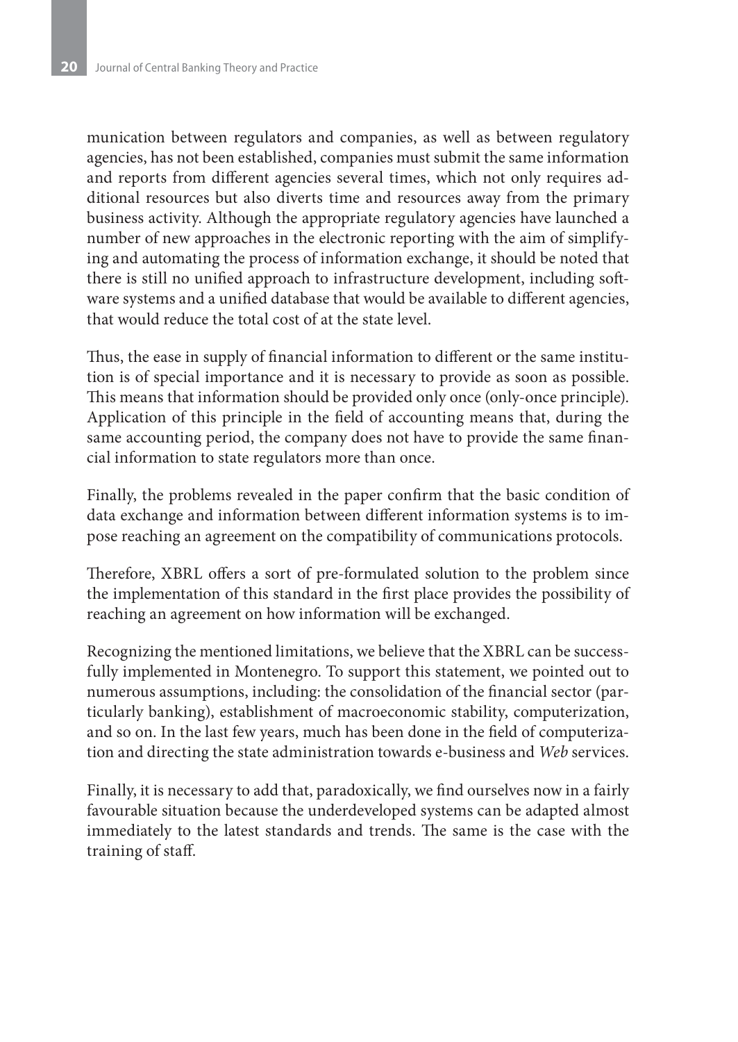munication between regulators and companies, as well as between regulatory agencies, has not been established, companies must submit the same information and reports from different agencies several times, which not only requires additional resources but also diverts time and resources away from the primary business activity. Although the appropriate regulatory agencies have launched a number of new approaches in the electronic reporting with the aim of simplifying and automating the process of information exchange, it should be noted that there is still no unified approach to infrastructure development, including software systems and a unified database that would be available to different agencies, that would reduce the total cost of at the state level.

Thus, the ease in supply of financial information to different or the same institution is of special importance and it is necessary to provide as soon as possible. This means that information should be provided only once (only-once principle). Application of this principle in the field of accounting means that, during the same accounting period, the company does not have to provide the same financial information to state regulators more than once.

Finally, the problems revealed in the paper confirm that the basic condition of data exchange and information between different information systems is to impose reaching an agreement on the compatibility of communications protocols.

Therefore, XBRL offers a sort of pre-formulated solution to the problem since the implementation of this standard in the first place provides the possibility of reaching an agreement on how information will be exchanged.

Recognizing the mentioned limitations, we believe that the XBRL can be successfully implemented in Montenegro. To support this statement, we pointed out to numerous assumptions, including: the consolidation of the financial sector (particularly banking), establishment of macroeconomic stability, computerization, and so on. In the last few years, much has been done in the field of computerization and directing the state administration towards e-business and *Web* services.

Finally, it is necessary to add that, paradoxically, we find ourselves now in a fairly favourable situation because the underdeveloped systems can be adapted almost immediately to the latest standards and trends. The same is the case with the training of staff.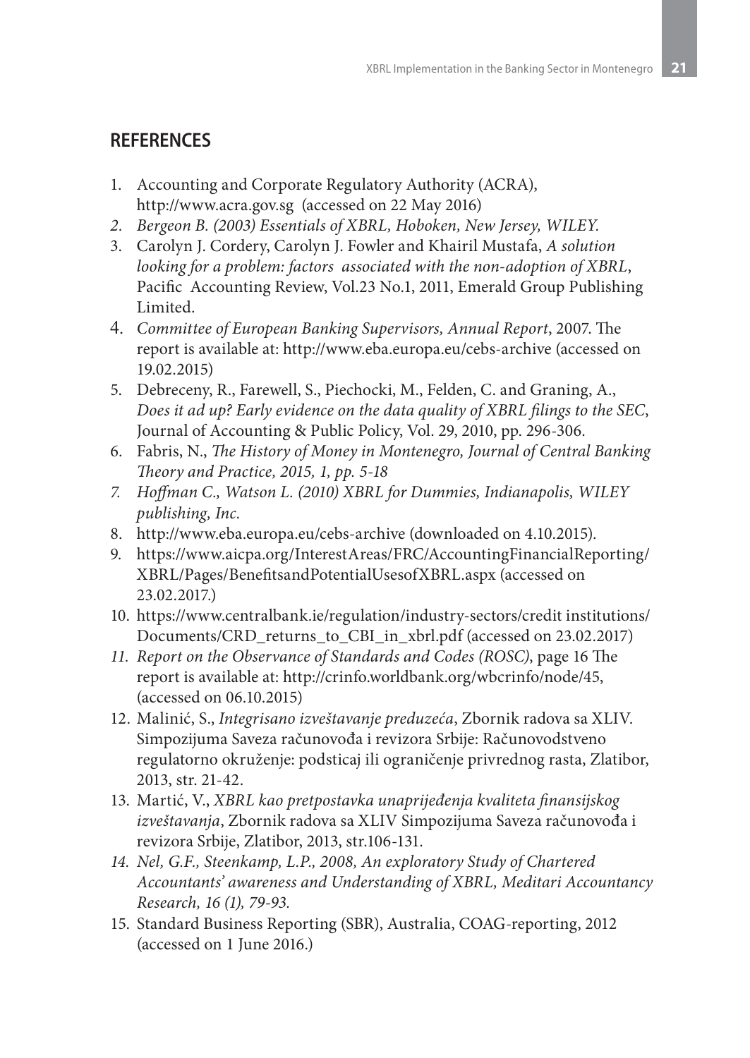## REFERENCES

1. Accounting and Corporate Regulatory Authority (ACRA), http://www.acra.gov.sg (accessed on 22 May 2016)
2. *Bergeon B. (2003) Essentials of XBRL, Hoboken, New Jersey, WILEY.*
3. Carolyn J. Cordery, Carolyn J. Fowler and Khairil Mustafa, *A solution looking for a problem: factors associated with the non-adoption of XBRL*, Pacific Accounting Review, Vol.23 No.1, 2011, Emerald Group Publishing Limited.
4. *Committee of European Banking Supervisors, Annual Report*, 2007. The report is available at: http://www.eba.europa.eu/cebs-archive (accessed on 19.02.2015)
5. Debreceny, R., Farewell, S., Piechocki, M., Felden, C. and Graning, A., *Does it ad up? Early evidence on the data quality of XBRL filings to the SEC*, Journal of Accounting & Public Policy, Vol. 29, 2010, pp. 296-306.
6. Fabris, N., *The History of Money in Montenegro, Journal of Central Banking Theory and Practice, 2015, 1, pp. 5-18*
7. *Hoffman C., Watson L. (2010) XBRL for Dummies, Indianapolis, WILEY publishing, Inc.*
8. http://www.eba.europa.eu/cebs-archive (downloaded on 4.10.2015).
9. https://www.aicpa.org/InterestAreas/FRC/AccountingFinancialReporting/XBRL/Pages/BenefitsandPotentialUsesofXBRL.aspx (accessed on 23.02.2017.)
10. https://www.centralbank.ie/regulation/industry-sectors/credit institutions/Documents/CRD_returns_to_CBI_in_xbrl.pdf (accessed on 23.02.2017)
11. *Report on the Observance of Standards and Codes (ROSC)*, page 16 The report is available at: http://crinfo.worldbank.org/wbcrinfo/node/45, (accessed on 06.10.2015)
12. Malinić, S., *Integrisano izveštavanje preduzeća*, Zbornik radova sa XLIV. Simpozijuma Saveza računovođa i revizora Srbije: Računovodstveno regulatorno okruženje: podsticaj ili ograničenje privrednog rasta, Zlatibor, 2013, str. 21-42.
13. Martić, V., *XBRL kao pretpostavka unaprijeđenja kvaliteta finansijskog izveštavanja*, Zbornik radova sa XLIV Simpozijuma Saveza računovođa i revizora Srbije, Zlatibor, 2013, str.106-131.
14. *Nel, G.F., Steenkamp, L.P., 2008, An exploratory Study of Chartered Accountants' awareness and Understanding of XBRL, Meditari Accountancy Research, 16 (1), 79-93.*
15. Standard Business Reporting (SBR), Australia, COAG-reporting, 2012 (accessed on 1 June 2016.)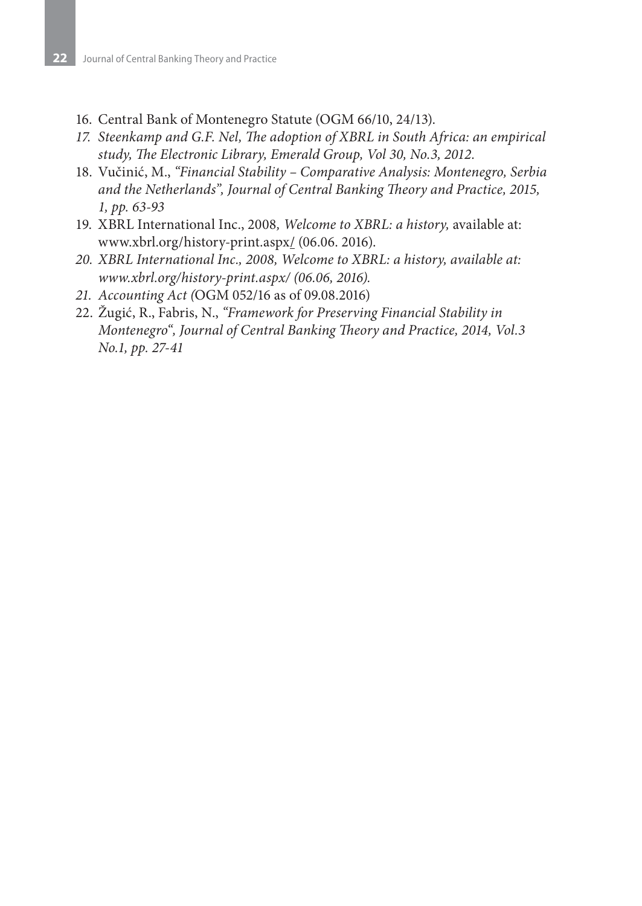16. Central Bank of Montenegro Statute (OGM 66/10, 24/13).
17. *Steenkamp and G.F. Nel, The adoption of XBRL in South Africa: an empirical study, The Electronic Library, Emerald Group, Vol 30, No.3, 2012.*
18. Vučinić, M., *"Financial Stability – Comparative Analysis: Montenegro, Serbia and the Netherlands", Journal of Central Banking Theory and Practice, 2015, 1, pp. 63-93*
19. XBRL International Inc., 2008*, Welcome to XBRL: a history,* available at: www.xbrl.org/history-print.aspx/ (06.06. 2016).
20. *XBRL International Inc., 2008, Welcome to XBRL: a history, available at: www.xbrl.org/history-print.aspx/ (06.06, 2016).*
21. *Accounting Act (*OGM 052/16 as of 09.08.2016)
22. Žugić, R., Fabris, N., *"Framework for Preserving Financial Stability in Montenegro", Journal of Central Banking Theory and Practice, 2014, Vol.3 No.1, pp. 27-41*